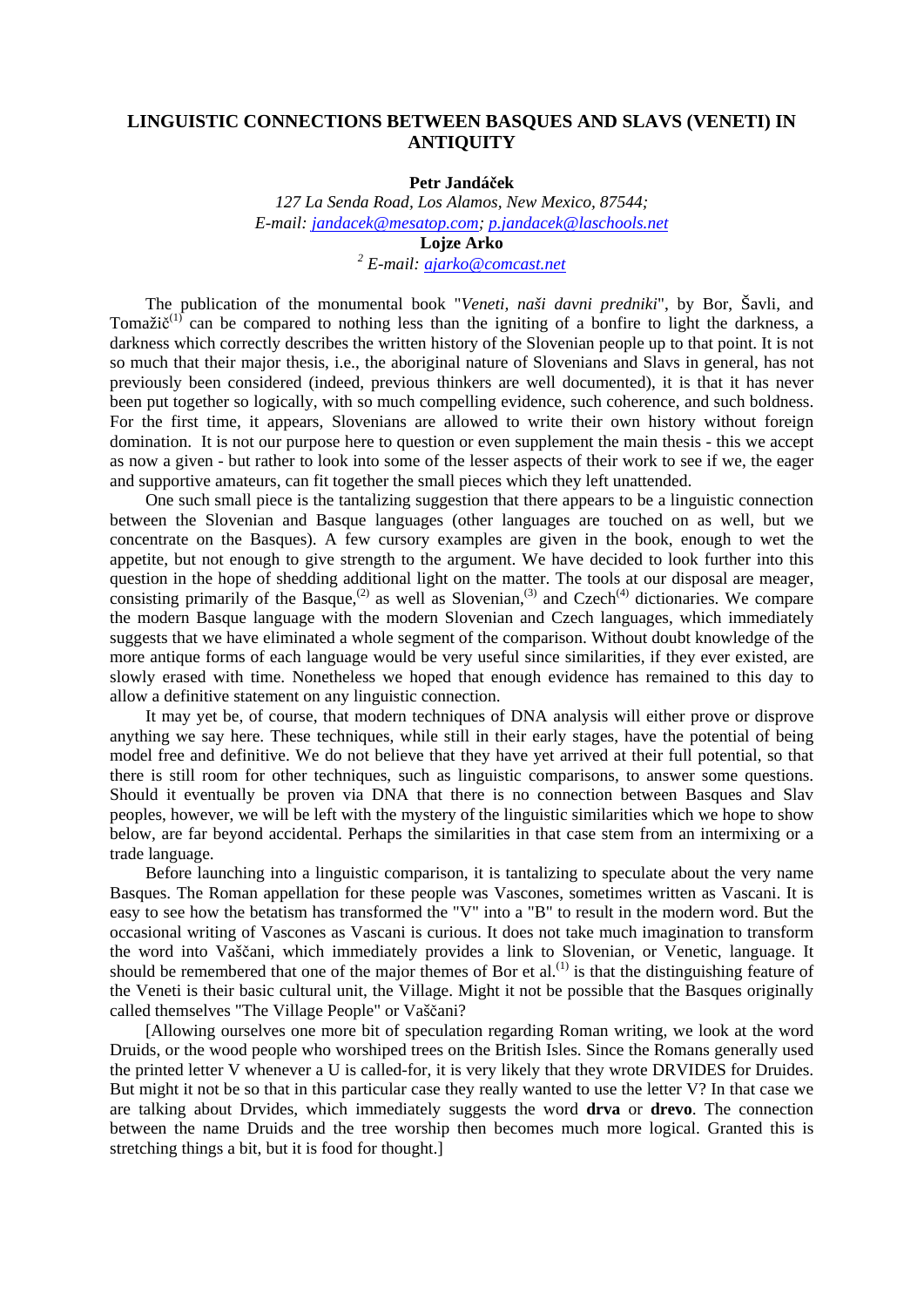# LINGUISTIC CONNECTIONS BETWEEN BASQUES AND SLAVS (VENETI) IN ANTIQUITY

**Petr Jandáček**

*127 La Senda Road, Los Alamos, New Mexico, 87544;*
*E-mail: jandacek@mesatop.com; p.jandacek@laschools.net*

**Lojze Arko**

[2] *E-mail: ajarko@comcast.net*

The publication of the monumental book "*Veneti, naši davni predniki*", by Bor, Šavli, and Tomažič[1] can be compared to nothing less than the igniting of a bonfire to light the darkness, a darkness which correctly describes the written history of the Slovenian people up to that point. It is not so much that their major thesis, i.e., the aboriginal nature of Slovenians and Slavs in general, has not previously been considered (indeed, previous thinkers are well documented), it is that it has never been put together so logically, with so much compelling evidence, such coherence, and such boldness. For the first time, it appears, Slovenians are allowed to write their own history without foreign domination. It is not our purpose here to question or even supplement the main thesis - this we accept as now a given - but rather to look into some of the lesser aspects of their work to see if we, the eager and supportive amateurs, can fit together the small pieces which they left unattended.

One such small piece is the tantalizing suggestion that there appears to be a linguistic connection between the Slovenian and Basque languages (other languages are touched on as well, but we concentrate on the Basques). A few cursory examples are given in the book, enough to wet the appetite, but not enough to give strength to the argument. We have decided to look further into this question in the hope of shedding additional light on the matter. The tools at our disposal are meager, consisting primarily of the Basque,[2] as well as Slovenian,[3] and Czech[4] dictionaries. We compare the modern Basque language with the modern Slovenian and Czech languages, which immediately suggests that we have eliminated a whole segment of the comparison. Without doubt knowledge of the more antique forms of each language would be very useful since similarities, if they ever existed, are slowly erased with time. Nonetheless we hoped that enough evidence has remained to this day to allow a definitive statement on any linguistic connection.

It may yet be, of course, that modern techniques of DNA analysis will either prove or disprove anything we say here. These techniques, while still in their early stages, have the potential of being model free and definitive. We do not believe that they have yet arrived at their full potential, so that there is still room for other techniques, such as linguistic comparisons, to answer some questions. Should it eventually be proven via DNA that there is no connection between Basques and Slav peoples, however, we will be left with the mystery of the linguistic similarities which we hope to show below, are far beyond accidental. Perhaps the similarities in that case stem from an intermixing or a trade language.

Before launching into a linguistic comparison, it is tantalizing to speculate about the very name Basques. The Roman appellation for these people was Vascones, sometimes written as Vascani. It is easy to see how the betatism has transformed the "V" into a "B" to result in the modern word. But the occasional writing of Vascones as Vascani is curious. It does not take much imagination to transform the word into Vaščani, which immediately provides a link to Slovenian, or Venetic, language. It should be remembered that one of the major themes of Bor et al.[1] is that the distinguishing feature of the Veneti is their basic cultural unit, the Village. Might it not be possible that the Basques originally called themselves "The Village People" or Vaščani?

[Allowing ourselves one more bit of speculation regarding Roman writing, we look at the word Druids, or the wood people who worshiped trees on the British Isles. Since the Romans generally used the printed letter V whenever a U is called-for, it is very likely that they wrote DRVIDES for Druides. But might it not be so that in this particular case they really wanted to use the letter V? In that case we are talking about Drvides, which immediately suggests the word **drva** or **drevo**. The connection between the name Druids and the tree worship then becomes much more logical. Granted this is stretching things a bit, but it is food for thought.]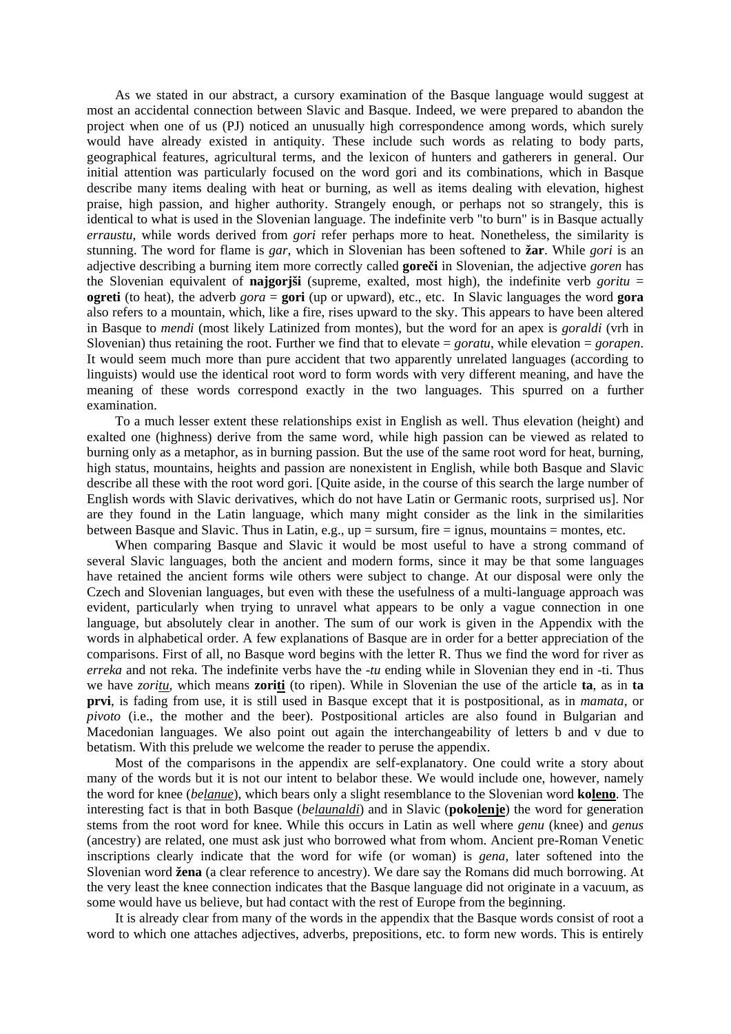As we stated in our abstract, a cursory examination of the Basque language would suggest at most an accidental connection between Slavic and Basque. Indeed, we were prepared to abandon the project when one of us (PJ) noticed an unusually high correspondence among words, which surely would have already existed in antiquity. These include such words as relating to body parts, geographical features, agricultural terms, and the lexicon of hunters and gatherers in general. Our initial attention was particularly focused on the word gori and its combinations, which in Basque describe many items dealing with heat or burning, as well as items dealing with elevation, highest praise, high passion, and higher authority. Strangely enough, or perhaps not so strangely, this is identical to what is used in the Slovenian language. The indefinite verb "to burn" is in Basque actually *errautsu*, while words derived from *gori* refer perhaps more to heat. Nonetheless, the similarity is stunning. The word for flame is *gar*, which in Slovenian has been softened to **žar**. While *gori* is an adjective describing a burning item more correctly called **goreči** in Slovenian, the adjective *goren* has the Slovenian equivalent of **najgorjši** (supreme, exalted, most high), the indefinite verb *goritu* = **ogreti** (to heat), the adverb *gora* = **gori** (up or upward), etc., etc. In Slavic languages the word **gora** also refers to a mountain, which, like a fire, rises upward to the sky. This appears to have been altered in Basque to *mendi* (most likely Latinized from montes), but the word for an apex is *goraldi* (vrh in Slovenian) thus retaining the root. Further we find that to elevate = *goratu*, while elevation = *gorapen*. It would seem much more than pure accident that two apparently unrelated languages (according to linguists) would use the identical root word to form words with very different meaning, and have the meaning of these words correspond exactly in the two languages. This spurred on a further examination.

To a much lesser extent these relationships exist in English as well. Thus elevation (height) and exalted one (highness) derive from the same word, while high passion can be viewed as related to burning only as a metaphor, as in burning passion. But the use of the same root word for heat, burning, high status, mountains, heights and passion are nonexistent in English, while both Basque and Slavic describe all these with the root word gori. [Quite aside, in the course of this search the large number of English words with Slavic derivatives, which do not have Latin or Germanic roots, surprised us]. Nor are they found in the Latin language, which many might consider as the link in the similarities between Basque and Slavic. Thus in Latin, e.g., up = sursum, fire = ignus, mountains = montes, etc.

When comparing Basque and Slavic it would be most useful to have a strong command of several Slavic languages, both the ancient and modern forms, since it may be that some languages have retained the ancient forms wile others were subject to change. At our disposal were only the Czech and Slovenian languages, but even with these the usefulness of a multi-language approach was evident, particularly when trying to unravel what appears to be only a vague connection in one language, but absolutely clear in another. The sum of our work is given in the Appendix with the words in alphabetical order. A few explanations of Basque are in order for a better appreciation of the comparisons. First of all, no Basque word begins with the letter R. Thus we find the word for river as *erreka* and not reka. The indefinite verbs have the *-tu* ending while in Slovenian they end in -ti. Thus we have *zori<u>tu</u>*, which means **zori<u>ti</u>** (to ripen). While in Slovenian the use of the article **ta**, as in **ta prvi**, is fading from use, it is still used in Basque except that it is postpositional, as in *mamata*, or *pivoto* (i.e., the mother and the beer). Postpositional articles are also found in Bulgarian and Macedonian languages. We also point out again the interchangeability of letters b and v due to betatism. With this prelude we welcome the reader to peruse the appendix.

Most of the comparisons in the appendix are self-explanatory. One could write a story about many of the words but it is not our intent to belabor these. We would include one, however, namely the word for knee (*be<u>lanue</u>*), which bears only a slight resemblance to the Slovenian word **ko<u>leno</u>**. The interesting fact is that in both Basque (*be<u>launaldi</u>*) and in Slavic (**poko<u>lenje</u>**) the word for generation stems from the root word for knee. While this occurs in Latin as well where *genu* (knee) and *genus* (ancestry) are related, one must ask just who borrowed what from whom. Ancient pre-Roman Venetic inscriptions clearly indicate that the word for wife (or woman) is *gena*, later softened into the Slovenian word **žena** (a clear reference to ancestry). We dare say the Romans did much borrowing. At the very least the knee connection indicates that the Basque language did not originate in a vacuum, as some would have us believe, but had contact with the rest of Europe from the beginning.

It is already clear from many of the words in the appendix that the Basque words consist of root a word to which one attaches adjectives, adverbs, prepositions, etc. to form new words. This is entirely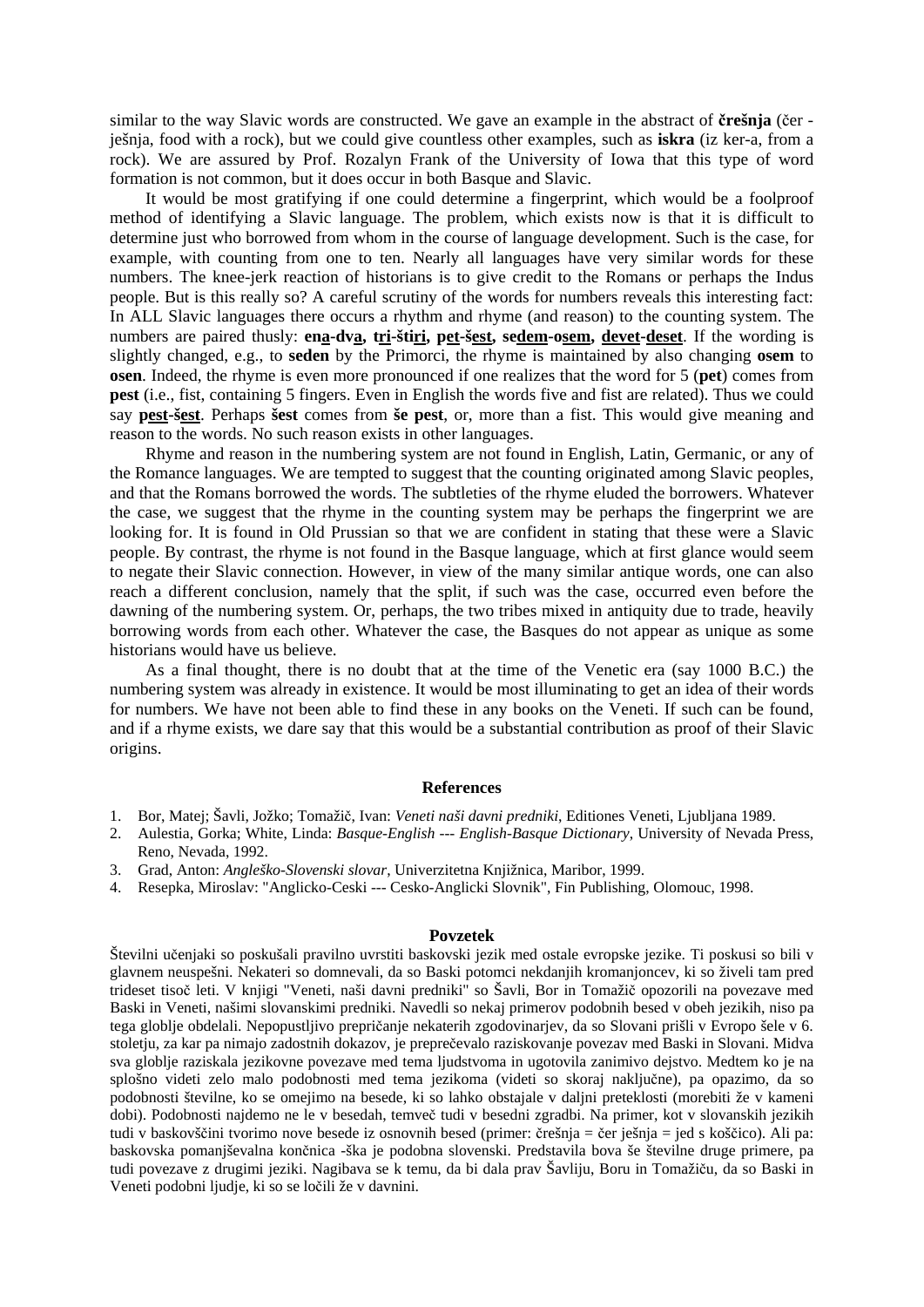similar to the way Slavic words are constructed. We gave an example in the abstract of **češnja** (čer - ješnja, food with a rock), but we could give countless other examples, such as **iskra** (iz ker-a, from a rock). We are assured by Prof. Rozalyn Frank of the University of Iowa that this type of word formation is not common, but it does occur in both Basque and Slavic.

It would be most gratifying if one could determine a fingerprint, which would be a foolproof method of identifying a Slavic language. The problem, which exists now is that it is difficult to determine just who borrowed from whom in the course of language development. Such is the case, for example, with counting from one to ten. Nearly all languages have very similar words for these numbers. The knee-jerk reaction of historians is to give credit to the Romans or perhaps the Indus people. But is this really so? A careful scrutiny of the words for numbers reveals this interesting fact: In ALL Slavic languages there occurs a rhythm and rhyme (and reason) to the counting system. The numbers are paired thusly: **ena-dva, tri-štiri, pet-šest, sedem-osem, devet-deset**. If the wording is slightly changed, e.g., to **seden** by the Primorci, the rhyme is maintained by also changing **osem** to **osen**. Indeed, the rhyme is even more pronounced if one realizes that the word for 5 (**pet**) comes from **pest** (i.e., fist, containing 5 fingers. Even in English the words five and fist are related). Thus we could say **pest-šest**. Perhaps **šest** comes from **še pest**, or, more than a fist. This would give meaning and reason to the words. No such reason exists in other languages.

Rhyme and reason in the numbering system are not found in English, Latin, Germanic, or any of the Romance languages. We are tempted to suggest that the counting originated among Slavic peoples, and that the Romans borrowed the words. The subtleties of the rhyme eluded the borrowers. Whatever the case, we suggest that the rhyme in the counting system may be perhaps the fingerprint we are looking for. It is found in Old Prussian so that we are confident in stating that these were a Slavic people. By contrast, the rhyme is not found in the Basque language, which at first glance would seem to negate their Slavic connection. However, in view of the many similar antique words, one can also reach a different conclusion, namely that the split, if such was the case, occurred even before the dawning of the numbering system. Or, perhaps, the two tribes mixed in antiquity due to trade, heavily borrowing words from each other. Whatever the case, the Basques do not appear as unique as some historians would have us believe.

As a final thought, there is no doubt that at the time of the Venetic era (say 1000 B.C.) the numbering system was already in existence. It would be most illuminating to get an idea of their words for numbers. We have not been able to find these in any books on the Veneti. If such can be found, and if a rhyme exists, we dare say that this would be a substantial contribution as proof of their Slavic origins.

### References

1. Bor, Matej; Šavli, Jožko; Tomažič, Ivan: *Veneti naši davni predniki*, Editiones Veneti, Ljubljana 1989.
2. Aulestia, Gorka; White, Linda: *Basque-English --- English-Basque Dictionary*, University of Nevada Press, Reno, Nevada, 1992.
3. Grad, Anton: *Angleško-Slovenski slovar*, Univerzitetna Knjižnica, Maribor, 1999.
4. Resepka, Miroslav: "Anglicko-Ceski --- Cesko-Anglicki Slovnik", Fin Publishing, Olomouc, 1998.

### Povzetek

Številni učenjaki so poskušali pravilno uvrstiti baskovski jezik med ostale evropske jezike. Ti poskusi so bili v glavnem neuspešni. Nekateri so domnevali, da so Baski potomci nekdanjih kromanjoncev, ki so živeli tam pred trideset tisoč leti. V knjigi "Veneti, naši davni predniki" so Šavli, Bor in Tomažič opozorili na povezave med Baski in Veneti, našimi slovanskimi predniki. Navedli so nekaj primerov podobnih besed v obeh jezikih, niso pa tega globlje obdelali. Nepopustljivo prepričanje nekaterih zgodovinarjev, da so Slovani prišli v Evropo šele v 6. stoletju, za kar pa nimajo zadostnih dokazov, je preprečevalo raziskovanje povezav med Baski in Slovani. Midva sva globlje raziskala jezikovne povezave med tema ljudstvoma in ugotovila zanimivo dejstvo. Medtem ko je na splošno videti zelo malo podobnosti med tema jezikoma (videti so skoraj naključne), pa opazimo, da so podobnosti številne, ko se omejimo na besede, ki so lahko obstajale v daljni preteklosti (morebiti že v kameni dobi). Podobnosti najdemo ne le v besedah, temveč tudi v besedni zgradbi. Na primer, kot v slovanskih jezikih tudi v baskovščini tvorimo nove besede iz osnovnih besed (primer: češnja = čer ješnja = jed s koščico). Ali pa: baskovska pomanjševalna končnica -ška je podobna slovenski. Predstavila bova še številne druge primere, pa tudi povezave z drugimi jeziki. Nagibava se k temu, da bi dala prav Šavliju, Boru in Tomažiču, da so Baski in Veneti podobni ljudje, ki so se ločili že v davnini.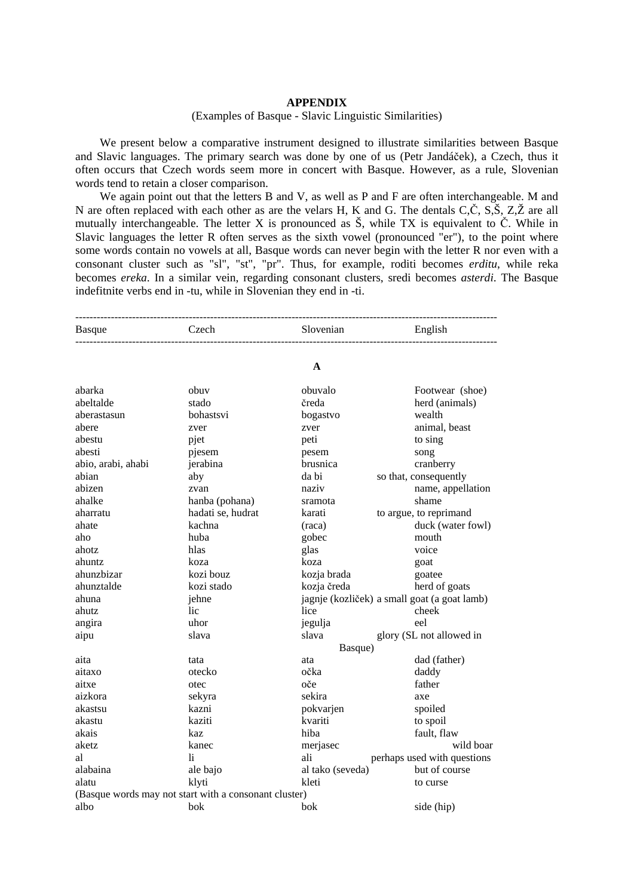## APPENDIX

(Examples of Basque - Slavic Linguistic Similarities)

We present below a comparative instrument designed to illustrate similarities between Basque and Slavic languages. The primary search was done by one of us (Petr Jandáček), a Czech, thus it often occurs that Czech words seem more in concert with Basque. However, as a rule, Slovenian words tend to retain a closer comparison.

We again point out that the letters B and V, as well as P and F are often interchangeable. M and N are often replaced with each other as are the velars H, K and G. The dentals C,Č, S,Š, Z,Ž are all mutually interchangeable. The letter X is pronounced as Š, while TX is equivalent to Č. While in Slavic languages the letter R often serves as the sixth vowel (pronounced "er"), to the point where some words contain no vowels at all, Basque words can never begin with the letter R nor even with a consonant cluster such as "sl", "st", "pr". Thus, for example, roditi becomes *erditu*, while reka becomes *ereka*. In a similar vein, regarding consonant clusters, sredi becomes *asterdi*. The Basque indefitnite verbs end in -tu, while in Slovenian they end in -ti.

| Basque | Czech | Slovenian | English |
|---|---|---|---|
| | | **A** | |
| abarka | obuv | obuvalo | Footwear (shoe) |
| abeltalde | stado | čreda | herd (animals) |
| aberastasun | bohastsvi | bogastvo | wealth |
| abere | zver | zver | animal, beast |
| abestu | pjet | peti | to sing |
| abesti | pjesem | pesem | song |
| abio, arabi, ahabi | jerabina | brusnica | cranberry |
| abian | aby | da bi | so that, consequently |
| abizen | zvan | naziv | name, appellation |
| ahalke | hanba (pohana) | sramota | shame |
| aharratu | hadati se, hudrat | karati | to argue, to reprimand |
| ahate | kachna | (raca) | duck (water fowl) |
| aho | huba | gobec | mouth |
| ahotz | hlas | glas | voice |
| ahuntz | koza | koza | goat |
| ahunzbizar | kozi bouz | kozja brada | goatee |
| ahunztalde | kozi stado | kozja čreda | herd of goats |
| ahuna | jehne | jagnje (kozliček) | a small goat (a goat lamb) |
| ahutz | lic | lice | cheek |
| angira | uhor | jegulja | eel |
| aipu | slava | slava | glory (SL not allowed in Basque) |
| aita | tata | ata | dad (father) |
| aitaxo | otecko | očka | daddy |
| aitxe | otec | oče | father |
| aizkora | sekyra | sekira | axe |
| akastsu | kazni | pokvarjen | spoiled |
| akastu | kaziti | kvariti | to spoil |
| akais | kaz | hiba | fault, flaw |
| aketz | kanec | merjasec | wild boar |
| al | li | ali | perhaps used with questions |
| alabaina | ale bajo | al tako (seveda) | but of course |
| alatu | klyti | kleti | to curse |
| (Basque words may not start with a consonant cluster) | | | |
| albo | bok | bok | side (hip) |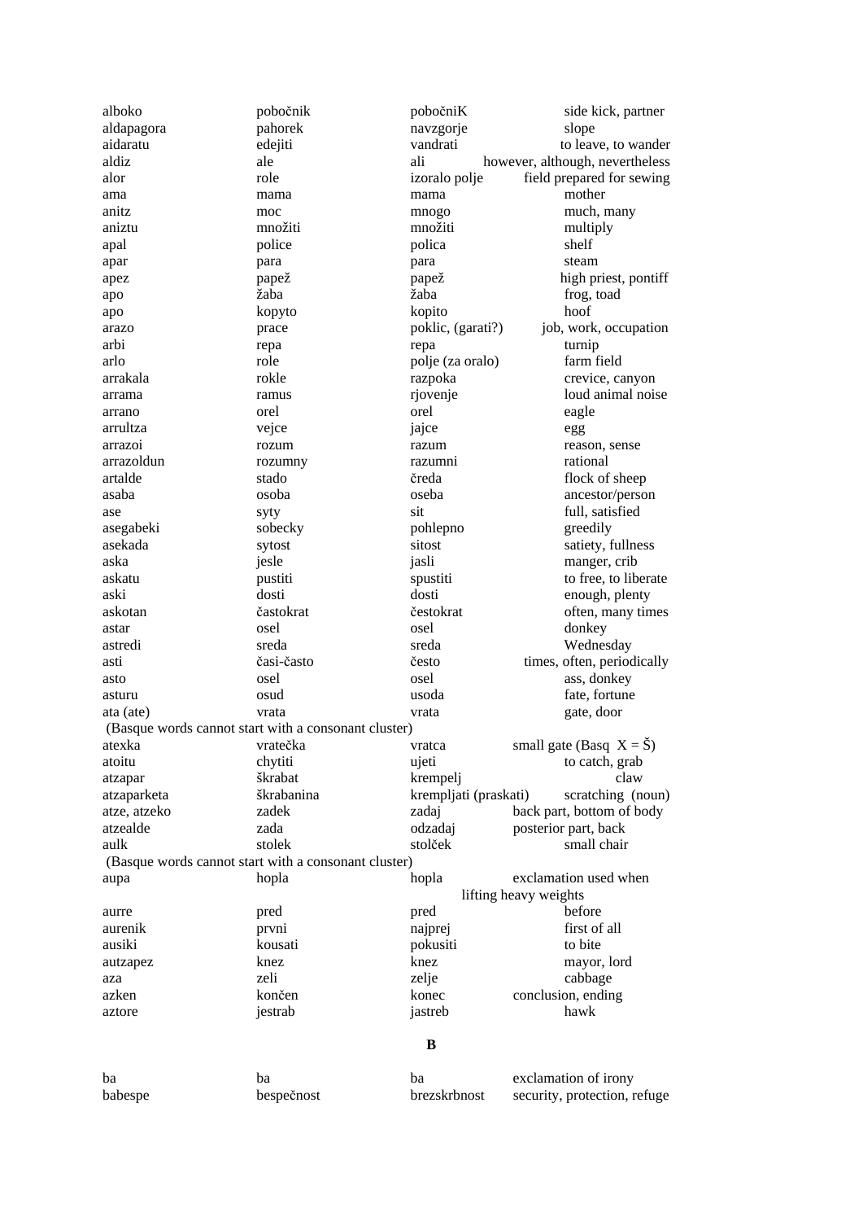| | | | |
|---|---|---|---|
| alboko | pobočnik | pobočniK | side kick, partner |
| aldapagora | pahorek | navzgorje | slope |
| aidaratu | edejiti | vandrati | to leave, to wander |
| aldiz | ale | ali | however, although, nevertheless |
| alor | role | izoralo polje | field prepared for sewing |
| ama | mama | mama | mother |
| anitz | moc | mnogo | much, many |
| aniztu | množiti | množiti | multiply |
| apal | police | polica | shelf |
| apar | para | para | steam |
| apez | papež | papež | high priest, pontiff |
| apo | žaba | žaba | frog, toad |
| apo | kopyto | kopito | hoof |
| arazo | prace | poklic, (garati?) | job, work, occupation |
| arbi | repa | repa | turnip |
| arlo | role | polje (za oralo) | farm field |
| arrakala | rokle | razpoka | crevice, canyon |
| arrama | ramus | rjovenje | loud animal noise |
| arrano | orel | orel | eagle |
| arrultza | vejce | jajce | egg |
| arrazoi | rozum | razum | reason, sense |
| arrazoldun | rozumny | razumni | rational |
| artalde | stado | čreda | flock of sheep |
| asaba | osoba | oseba | ancestor/person |
| ase | syty | sit | full, satisfied |
| asegabeki | sobecky | pohlepno | greedily |
| asekada | sytost | sitost | satiety, fullness |
| aska | jesle | jasli | manger, crib |
| askatu | pustiti | spustiti | to free, to liberate |
| aski | dosti | dosti | enough, plenty |
| askotan | častokrat | čestokrat | often, many times |
| astar | osel | osel | donkey |
| astredi | sreda | sreda | Wednesday |
| asti | časi-často | često | times, often, periodically |
| asto | osel | osel | ass, donkey |
| asturu | osud | usoda | fate, fortune |
| ata (ate) | vrata | vrata | gate, door |
| (Basque words cannot start with a consonant cluster) | | | |
| atexka | vratečka | vratca | small gate (Basq X = Š) |
| atoitu | chytiti | ujeti | to catch, grab |
| atzapar | škrabat | krempelj | claw |
| atzaparketa | škrabanina | krempljati (praskati) | scratching (noun) |
| atze, atzeko | zadek | zadaj | back part, bottom of body |
| atzealde | zada | odzadaj | posterior part, back |
| aulk | stolek | stolček | small chair |
| (Basque words cannot start with a consonant cluster) | | | |
| aupa | hopla | hopla | exclamation used when lifting heavy weights |
| aurre | pred | pred | before |
| aurenik | prvni | najprej | first of all |
| ausiki | kousati | pokusiti | to bite |
| autzapez | knez | knez | mayor, lord |
| aza | zeli | zelje | cabbage |
| azken | končen | konec | conclusion, ending |
| aztore | jestrab | jastreb | hawk |

**B**

| | | | |
|---|---|---|---|
| ba | ba | ba | exclamation of irony |
| babespe | bespečnost | brezskrbnost | security, protection, refuge |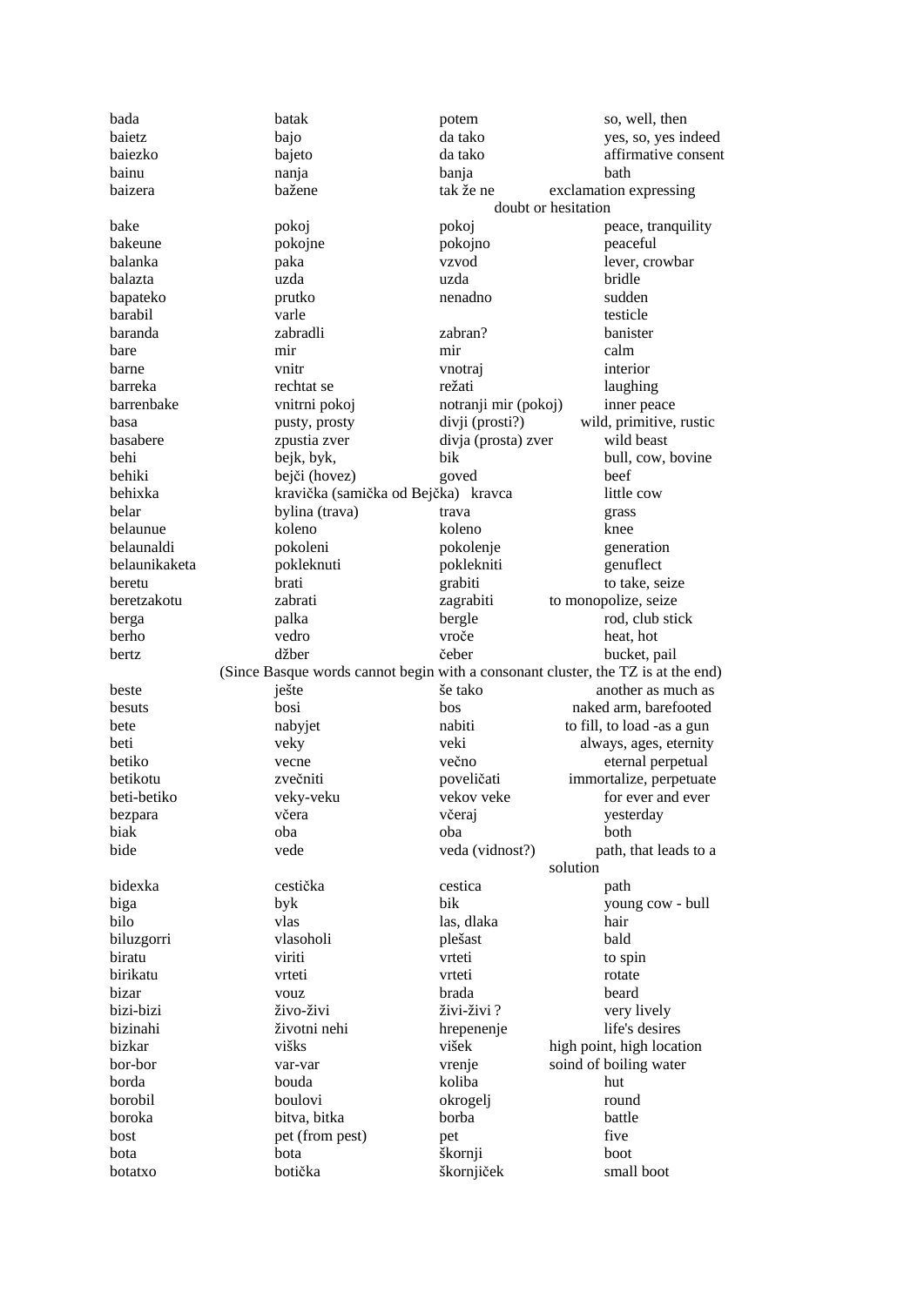| | | | |
|---|---|---|---|
| bada | batak | potem | so, well, then |
| baietz | bajo | da tako | yes, so, yes indeed |
| baiezko | bajeto | da tako | affirmative consent |
| bainu | nanja | banja | bath |
| baizera | baženе | tak že ne | exclamation expressing doubt or hesitation |
| bake | pokoj | pokoj | peace, tranquility |
| bakeune | pokojne | pokojno | peaceful |
| balanka | paka | vzvod | lever, crowbar |
| balazta | uzda | uzda | bridle |
| bapateko | prutko | nenadno | sudden |
| barabil | varle | | testicle |
| baranda | zabradli | zabran? | banister |
| bare | mir | mir | calm |
| barne | vnitr | vnotraj | interior |
| barreka | rechtat se | režati | laughing |
| barrenbake | vnitrni pokoj | notranji mir (pokoj) | inner peace |
| basa | pusty, prosty | divji (prosti?) | wild, primitive, rustic |
| basabere | zpustia zver | divja (prosta) zver | wild beast |
| behi | bejk, byk, | bik | bull, cow, bovine |
| behiki | bejči (hovez) | goved | beef |
| behixka | kravička (samička od Bejčka) | kravca | little cow |
| belar | bylina (trava) | trava | grass |
| belaunue | koleno | koleno | knee |
| belaunaldi | pokoleni | pokolenje | generation |
| belaunikaketa | pokleknuti | pokleknitі | genuflect |
| beretu | brati | grabiti | to take, seize |
| beretzakotu | zabrati | zagrabiti | to monopolize, seize |
| berga | palka | bergle | rod, club stick |
| berho | vedro | vroče | heat, hot |
| bertz | džber | čeber | bucket, pail |
| (Since Basque words cannot begin with a consonant cluster, the TZ is at the end) | | | |
| beste | ješte | še tako | another as much as |
| besuts | bosi | bos | naked arm, barefooted |
| bete | nabyjet | nabiti | to fill, to load -as a gun |
| beti | veky | veki | always, ages, eternity |
| betiko | vecne | večno | eternal perpetual |
| betikotu | zvečniti | poveličati | immortalize, perpetuate |
| beti-betiko | veky-veku | vekov veke | for ever and ever |
| bezpara | včera | včeraj | yesterday |
| biak | oba | oba | both |
| bide | vede | veda (vidnost?) | path, that leads to a solution |
| bidexka | cestička | cestica | path |
| biga | byk | bik | young cow - bull |
| bilo | vlas | las, dlaka | hair |
| biluzgorri | vlasoholi | plešast | bald |
| biratu | viriti | vrteti | to spin |
| birikatu | vrteti | vrteti | rotate |
| bizar | vouz | brada | beard |
| bizi-bizi | živo-živi | živi-živi ? | very lively |
| bizinahi | životni nehi | hrepenenje | life's desires |
| bizkar | višks | višek | high point, high location |
| bor-bor | var-var | vrenje | soind of boiling water |
| borda | bouda | koliba | hut |
| borobil | boulovi | okrogelj | round |
| boroka | bitva, bitka | borba | battle |
| bost | pet (from pest) | pet | five |
| bota | bota | škornji | boot |
| botatxo | botička | škornjiček | small boot |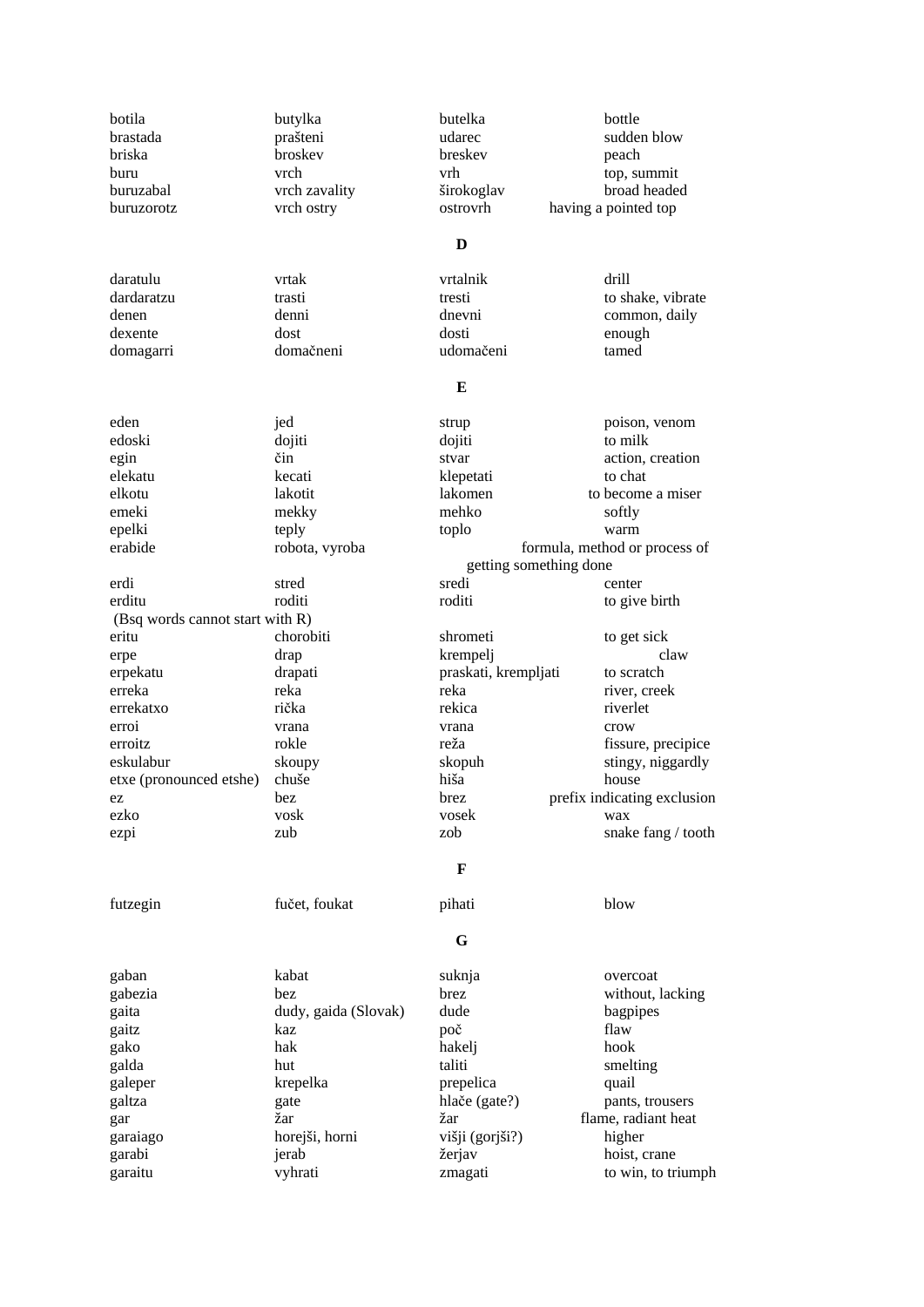| | | | |
|---|---|---|---|
| botila | butylka | butelka | bottle |
| brastada | prašteni | udarec | sudden blow |
| briska | broskev | breskev | peach |
| buru | vrch | vrh | top, summit |
| buruzabal | vrch zavality | širokoglav | broad headed |
| buruzorotz | vrch ostry | ostrovrh | having a pointed top |

## D

| | | | |
|---|---|---|---|
| daratulu | vrtak | vrtalnik | drill |
| dardaratzu | trasti | tresti | to shake, vibrate |
| denen | denni | dnevni | common, daily |
| dexente | dost | dosti | enough |
| domagarri | domačneni | udomačeni | tamed |

## E

| | | | |
|---|---|---|---|
| eden | jed | strup | poison, venom |
| edoski | dojiti | dojiti | to milk |
| egin | čin | stvar | action, creation |
| elekatu | kecati | klepetati | to chat |
| elkotu | lakotit | lakomen | to become a miser |
| emeki | mekky | mehko | softly |
| epelki | teply | toplo | warm |
| erabide | robota, vyroba | | formula, method or process of getting something done |
| erdi | stred | sredi | center |
| erditu | roditi | roditi | to give birth |
| (Bsq words cannot start with R) | | | |
| eritu | chorobiti | shrometi | to get sick |
| erpe | drap | krempelj | claw |
| erpekatu | drapati | praskati, krempljati | to scratch |
| erreka | reka | reka | river, creek |
| errekatxo | rička | rekica | riverlet |
| erroi | vrana | vrana | crow |
| erroitz | rokle | reža | fissure, precipice |
| eskulabur | skoupy | skopuh | stingy, niggardly |
| etxe (pronounced etshe) | chuše | hiša | house |
| ez | bez | brez | prefix indicating exclusion |
| ezko | vosk | vosek | wax |
| ezpi | zub | zob | snake fang / tooth |

## F

| | | | |
|---|---|---|---|
| futzegin | fučet, foukat | pihati | blow |

## G

| | | | |
|---|---|---|---|
| gaban | kabat | suknja | overcoat |
| gabezia | bez | brez | without, lacking |
| gaita | dudy, gaida (Slovak) | dude | bagpipes |
| gaitz | kaz | poč | flaw |
| gako | hak | hakelj | hook |
| galda | hut | taliti | smelting |
| galeper | krepelka | prepelica | quail |
| galtza | gate | hlače (gate?) | pants, trousers |
| gar | žar | žar | flame, radiant heat |
| garaiago | horejši, horni | višji (gorjši?) | higher |
| garabi | jerab | žerjav | hoist, crane |
| garaitu | vyhrati | zmagati | to win, to triumph |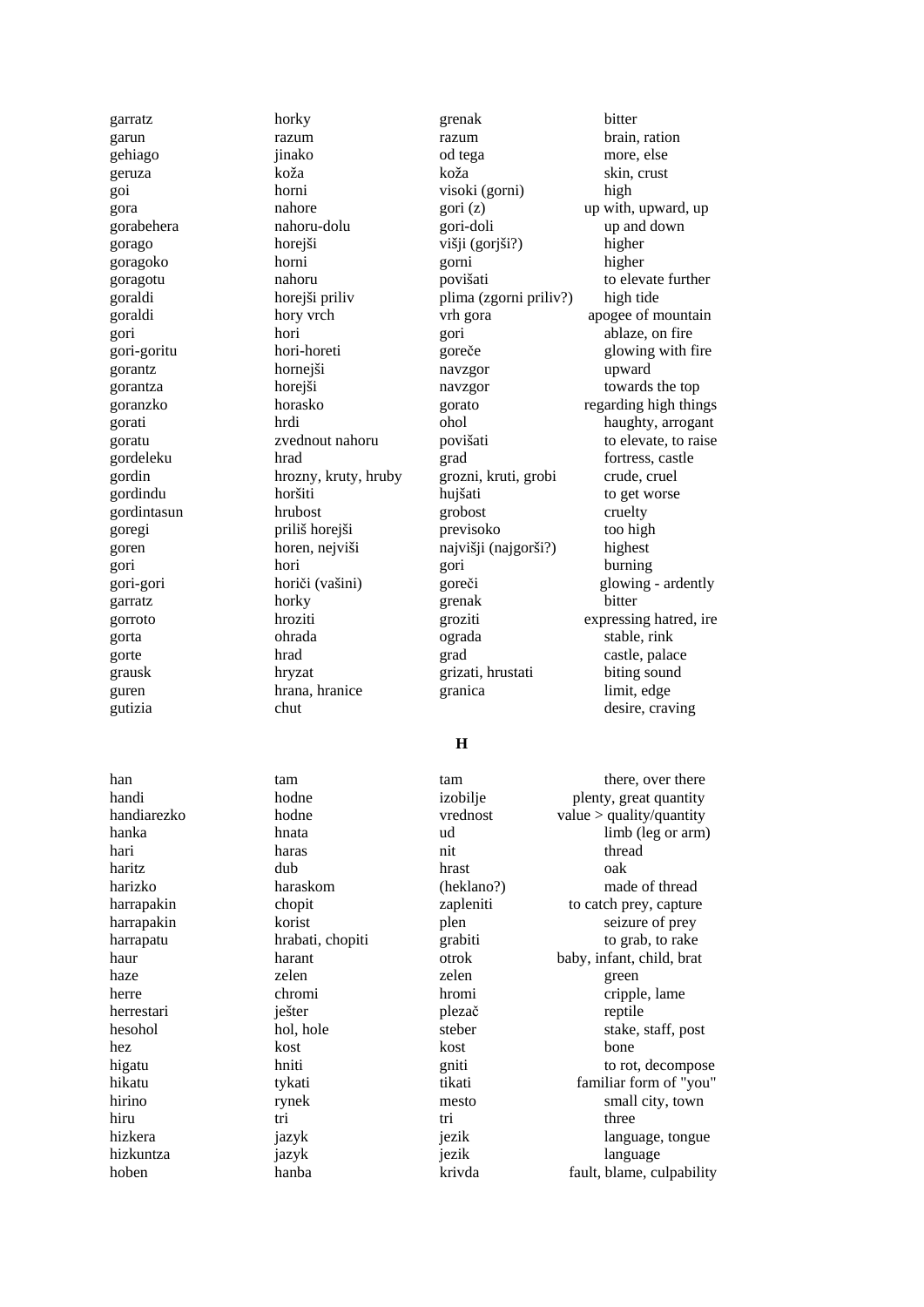| | | | |
|---|---|---|---|
| garratz | horky | grenak | bitter |
| garun | razum | razum | brain, ration |
| gehiago | jinako | od tega | more, else |
| geruza | kuža | koža | skin, crust |
| goi | horni | visoki (gorni) | high |
| gora | nahore | gori (z) | up with, upward, up |
| gorabehera | nahoru-dolu | gori-doli | up and down |
| gorago | horejši | višji (gorjši?) | higher |
| goragoko | horni | gorni | higher |
| goragotu | nahoru | povišati | to elevate further |
| goraldi | horejši priliv | plima (zgorni priliv?) | high tide |
| goraldi | hory vrch | vrh gora | apogee of mountain |
| gori | hori | gori | ablaze, on fire |
| gori-goritu | hori-horeti | goreče | glowing with fire |
| gorantz | hornejši | navzgor | upward |
| gorantza | horejši | navzgor | towards the top |
| goranzko | horasko | gorato | regarding high things |
| gorati | hrdi | ohol | haughty, arrogant |
| goratu | zvednout nahoru | povišati | to elevate, to raise |
| gordeleku | hrad | grad | fortress, castle |
| gordin | hrozny, kruty, hruby | grozni, kruti, grobi | crude, cruel |
| gordindu | horšiti | hujšati | to get worse |
| gordintasun | hrubost | grobost | cruelty |
| goregi | příliš horejši | previsoko | too high |
| goren | horen, nejviši | najvišji (najgorši?) | highest |
| gori | hori | gori | burning |
| gori-gori | horiči (vašini) | goreči | glowing - ardently |
| garratz | horky | grenak | bitter |
| gorroto | hroziti | groziti | expressing hatred, ire |
| gorta | ohrada | ograda | stable, rink |
| gorte | hrad | grad | castle, palace |
| grausk | hryzat | grizati, hrustati | biting sound |
| guren | hrana, hranice | granica | limit, edge |
| gutizia | chut | | desire, craving |

## H

| | | | |
|---|---|---|---|
| han | tam | tam | there, over there |
| handi | hodne | izobilje | plenty, great quantity |
| handiarezko | hodne | vrednost | value > quality/quantity |
| hanka | hnata | ud | limb (leg or arm) |
| hari | haras | nit | thread |
| haritz | dub | hrast | oak |
| harizko | haraskom | (heklano?) | made of thread |
| harrapakin | chopit | zapleniti | to catch prey, capture |
| harrapakin | korist | plen | seizure of prey |
| harrapatu | hrabati, chopiti | grabiti | to grab, to rake |
| haur | harant | otrok | baby, infant, child, brat |
| haze | zelen | zelen | green |
| herre | chromi | hromi | cripple, lame |
| herrestari | ješter | plezač | reptile |
| hesohol | hol, hole | steber | stake, staff, post |
| hez | kost | kost | bone |
| higatu | hniti | gniti | to rot, decompose |
| hikatu | tykati | tikati | familiar form of "you" |
| hirino | rynek | mesto | small city, town |
| hiru | tri | tri | three |
| hizkera | jazyk | jezik | language, tongue |
| hizkuntza | jazyk | jezik | language |
| hoben | hanba | krivda | fault, blame, culpability |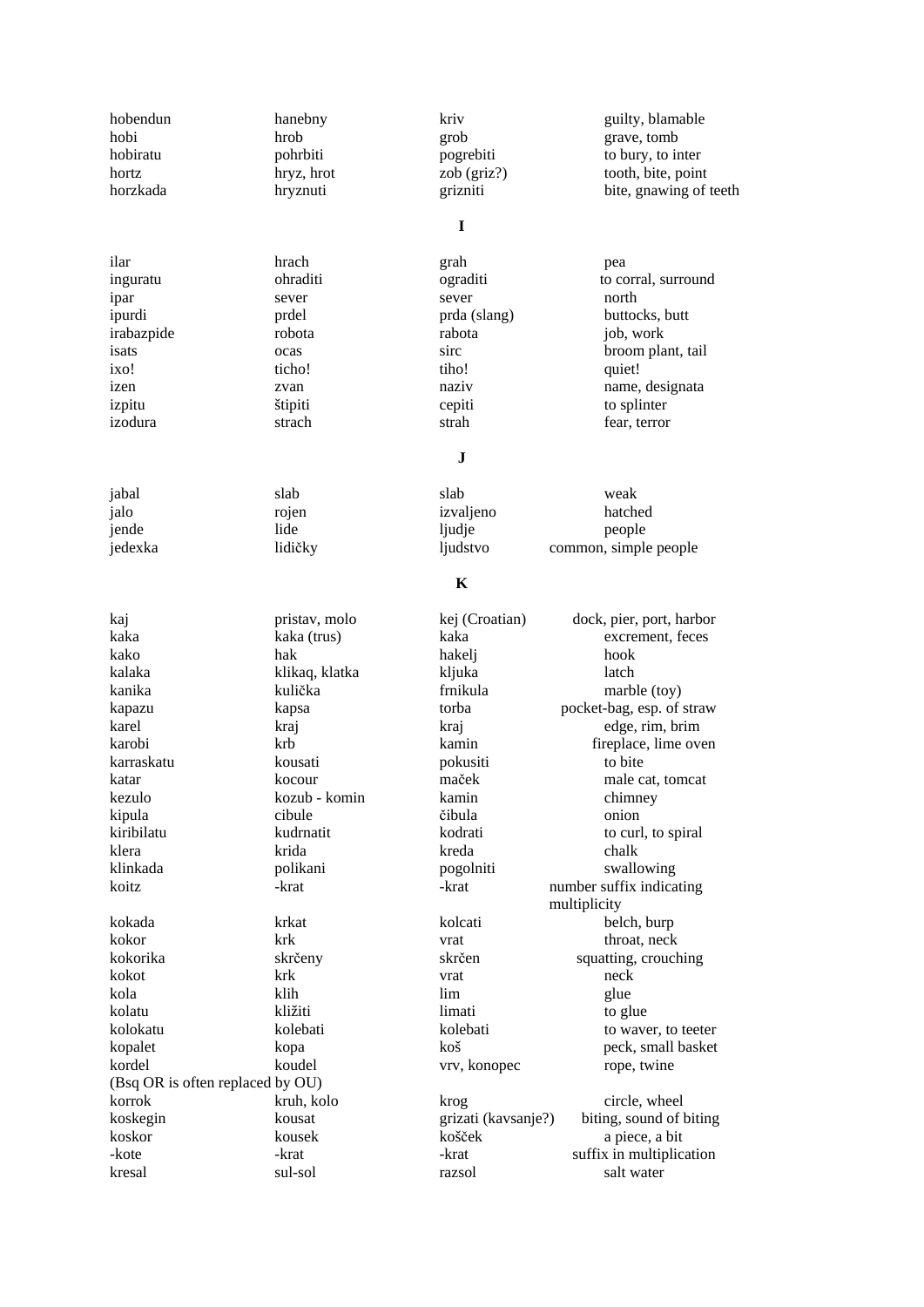| | | | |
|---|---|---|---|
| hobendun | hanebny | kriv | guilty, blamable |
| hobi | hrob | grob | grave, tomb |
| hobiratu | pohrbiti | pogrebiti | to bury, to inter |
| hortz | hryz, hrot | zob (griz?) | tooth, bite, point |
| horzkada | hryznuti | grizniti | bite, gnawing of teeth |

**I**

| | | | |
|---|---|---|---|
| ilar | hrach | grah | pea |
| inguratu | ohraditi | ograditi | to corral, surround |
| ipar | sever | sever | north |
| ipurdi | prdel | prda (slang) | buttocks, butt |
| irabazpide | robota | rabota | job, work |
| isats | ocas | sirc | broom plant, tail |
| ixo! | ticho! | tiho! | quiet! |
| izen | zvan | naziv | name, designata |
| izpitu | štipiti | cepiti | to splinter |
| izodura | strach | strah | fear, terror |

**J**

| | | | |
|---|---|---|---|
| jabal | slab | slab | weak |
| jalo | rojen | izvaljeno | hatched |
| jende | lide | ljudje | people |
| jedexka | lidičky | ljudstvo | common, simple people |

**K**

| | | | |
|---|---|---|---|
| kaj | pristav, molo | kej (Croatian) | dock, pier, port, harbor |
| kaka | kaka (trus) | kaka | excrement, feces |
| kako | hak | hakelj | hook |
| kalaka | klikaq, klatka | kljuka | latch |
| kanika | kulička | frnikula | marble (toy) |
| kapazu | kapsa | torba | pocket-bag, esp. of straw |
| karel | kraj | kraj | edge, rim, brim |
| karobi | krb | kamin | fireplace, lime oven |
| karraskatu | kousati | pokusiti | to bite |
| katar | kocour | maček | male cat, tomcat |
| kezulo | kozub - komin | kamin | chimney |
| kipula | cibule | čibula | onion |
| kiribilatu | kudrnatit | kodrati | to curl, to spiral |
| klera | krida | kreda | chalk |
| klinkada | polikani | pogolniti | swallowing |
| koitz | -krat | -krat | number suffix indicating multiplicity |
| kokada | krkat | kolcati | belch, burp |
| kokor | krk | vrat | throat, neck |
| kokorika | skrčeny | skrčen | squatting, crouching |
| kokot | krk | vrat | neck |
| kola | klih | lim | glue |
| kolatu | kližiti | limati | to glue |
| kolokatu | kolebati | kolebati | to waver, to teeter |
| kopalet | kopa | koš | peck, small basket |
| kordel | koudel | vrv, konopec | rope, twine |
| (Bsq OR is often replaced by OU) | | | |
| korrok | kruh, kolo | krog | circle, wheel |
| koskegin | kousat | grizati (kavsanje?) | biting, sound of biting |
| koskor | kousek | košček | a piece, a bit |
| -kote | -krat | -krat | suffix in multiplication |
| kresal | sul-sol | razsol | salt water |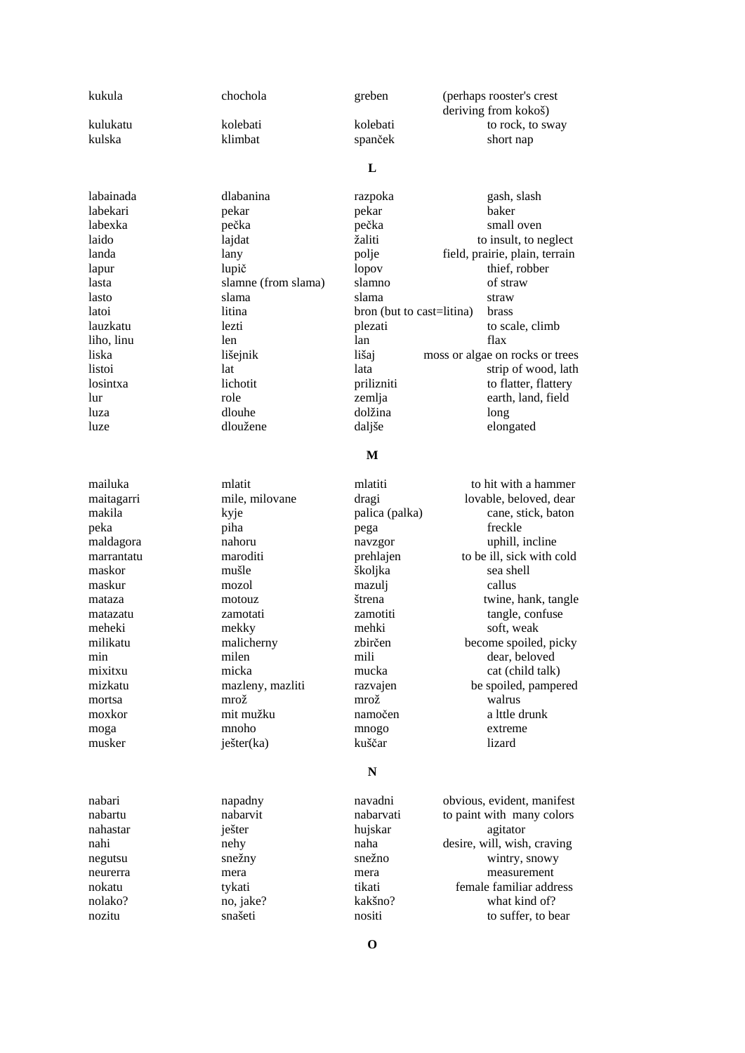| | | | |
|---|---|---|---|
| kukula | chochola | greben | (perhaps rooster's crest deriving from kokoš) |
| kulukatu | kolebati | kolebati | to rock, to sway |
| kulska | klimbat | spanček | short nap |

**L**

| | | | |
|---|---|---|---|
| labainada | dlabanina | razpoka | gash, slash |
| labekari | pekar | pekar | baker |
| labexka | pečka | pečka | small oven |
| laido | lajdat | žaliti | to insult, to neglect |
| landa | lany | polje | field, prairie, plain, terrain |
| lapur | lupič | lopov | thief, robber |
| lasta | slamne (from slama) | slamno | of straw |
| lasto | slama | slama | straw |
| latoi | litina | bron (but to cast=litina) | brass |
| lauzkatu | lezti | plezati | to scale, climb |
| liho, linu | len | lan | flax |
| liska | lišejnik | lišaj | moss or algae on rocks or trees |
| listoi | lat | lata | strip of wood, lath |
| losintxa | lichotit | prilizniti | to flatter, flattery |
| lur | role | zemlja | earth, land, field |
| luza | dlouhe | dolžina | long |
| luze | dloužene | daljše | elongated |

**M**

| | | | |
|---|---|---|---|
| mailuka | mlatit | mlatiti | to hit with a hammer |
| maitagarri | mile, milovane | dragi | lovable, beloved, dear |
| makila | kyje | palica (palka) | cane, stick, baton |
| peka | piha | pega | freckle |
| maldagora | nahoru | navzgor | uphill, incline |
| marrantatu | maroditi | prehlajen | to be ill, sick with cold |
| maskor | mušle | školjka | sea shell |
| maskur | mozol | mazulj | callus |
| mataza | motouz | štrena | twine, hank, tangle |
| matazatu | zamotati | zamotiti | tangle, confuse |
| meheki | mekky | mehki | soft, weak |
| milikatu | malicherny | zbirčen | become spoiled, picky |
| min | milen | mili | dear, beloved |
| mixitxu | micka | mucka | cat (child talk) |
| mizkatu | mazleny, mazliti | razvajen | be spoiled, pampered |
| mortsa | mrož | mrož | walrus |
| moxkor | mit mužku | namočen | a lttle drunk |
| moga | mnoho | mnogo | extreme |
| musker | ješter(ka) | kuščar | lizard |

**N**

| | | | |
|---|---|---|---|
| nabari | napadny | navadni | obvious, evident, manifest |
| nabartu | nabarvit | nabarvati | to paint with many colors |
| nahastar | ješter | hujskar | agitator |
| nahi | nehy | naha | desire, will, wish, craving |
| negutsu | snežny | snežno | wintry, snowy |
| neurerra | mera | mera | measurement |
| nokatu | tykati | tikati | female familiar address |
| nolako? | no, jake? | kakšno? | what kind of? |
| nozitu | snašeti | nositi | to suffer, to bear |

**O**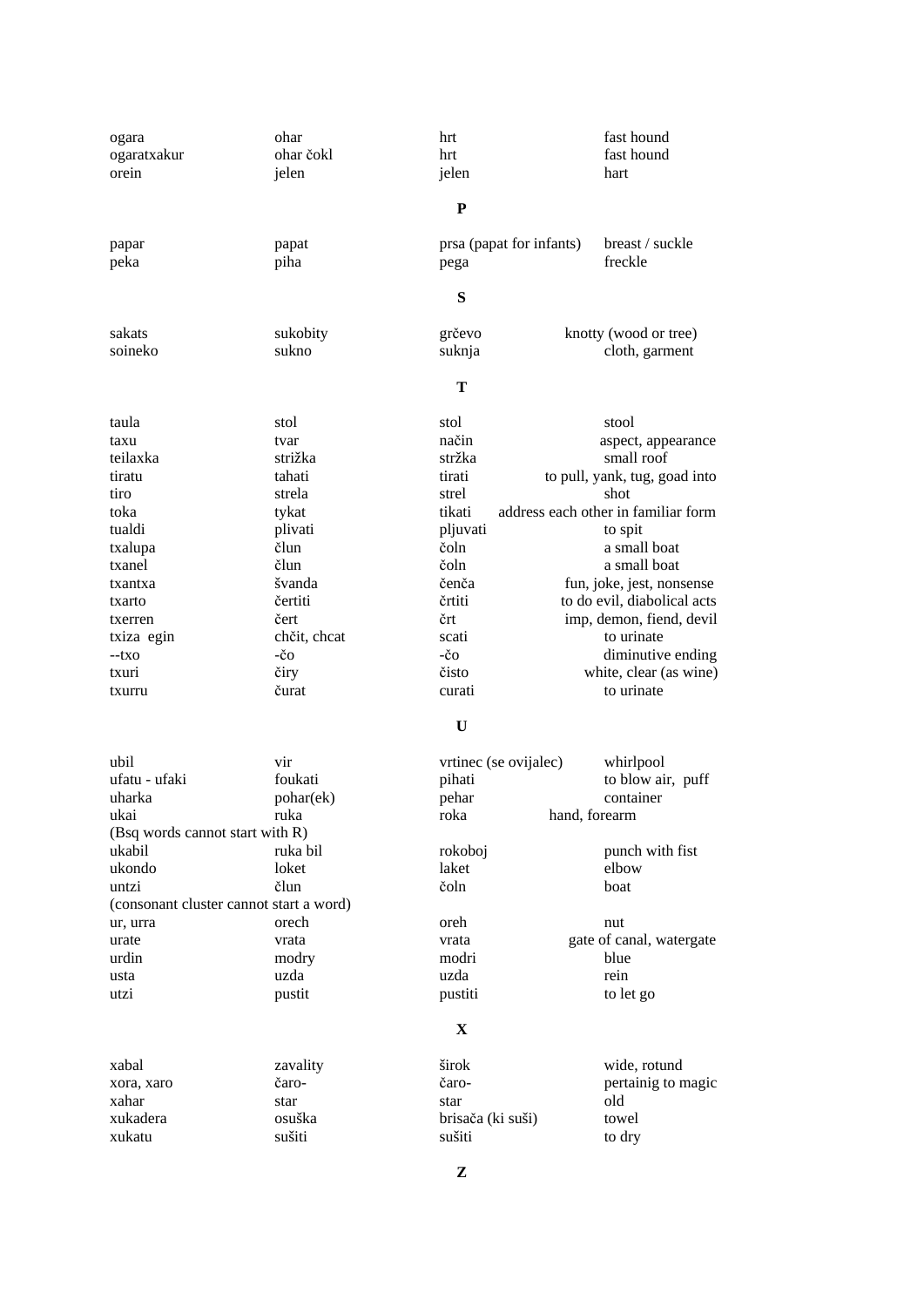| | | | |
|---|---|---|---|
| ogara | ohar | hrt | fast hound |
| ogaratxakur | ohar čokl | hrt | fast hound |
| orein | jelen | jelen | hart |

**P**

| | | | |
|---|---|---|---|
| papar | papat | prsa (papat for infants) | breast / suckle |
| peka | piha | pega | freckle |

**S**

| | | | |
|---|---|---|---|
| sakats | sukobity | grčevo | knotty (wood or tree) |
| soineko | sukno | suknja | cloth, garment |

**T**

| | | | |
|---|---|---|---|
| taula | stol | stol | stool |
| taxu | tvar | način | aspect, appearance |
| teilaxka | stržka | stržka | small roof |
| tiratu | tahati | tirati | to pull, yank, tug, goad into |
| tiro | strela | strel | shot |
| toka | tykat | tikati | address each other in familiar form |
| tualdi | plivati | pljuvati | to spit |
| txalupa | člun | čoln | a small boat |
| txanel | člun | čoln | a small boat |
| txantxa | švanda | čenča | fun, joke, jest, nonsense |
| txarto | čertiti | črtiti | to do evil, diabolical acts |
| txerren | čert | črt | imp, demon, fiend, devil |
| txiza egin | chčit, chcat | scati | to urinate |
| --txo | -čo | -čo | diminutive ending |
| txuri | čiry | čisto | white, clear (as wine) |
| txurru | čurat | curati | to urinate |

**U**

| | | | |
|---|---|---|---|
| ubil | vir | vrtinec (se ovijalec) | whirlpool |
| ufatu - ufaki | foukati | pihati | to blow air, puff |
| uharka | pohar(ek) | pehar | container |
| ukai | ruka | roka | hand, forearm |
| (Bsq words cannot start with R) | | | |
| ukabil | ruka bil | rokoboj | punch with fist |
| ukondo | loket | laket | elbow |
| untzi | člun | čoln | boat |
| (consonant cluster cannot start a word) | | | |
| ur, urra | orech | oreh | nut |
| urate | vrata | vrata | gate of canal, watergate |
| urdin | modry | modri | blue |
| usta | uzda | uzda | rein |
| utzi | pustit | pustiti | to let go |

**X**

| | | | |
|---|---|---|---|
| xabal | zavality | širok | wide, rotund |
| xora, xaro | čaro- | čaro- | pertainig to magic |
| xahar | star | star | old |
| xukadera | osuška | brisača (ki suši) | towel |
| xukatu | sušiti | sušiti | to dry |

**Z**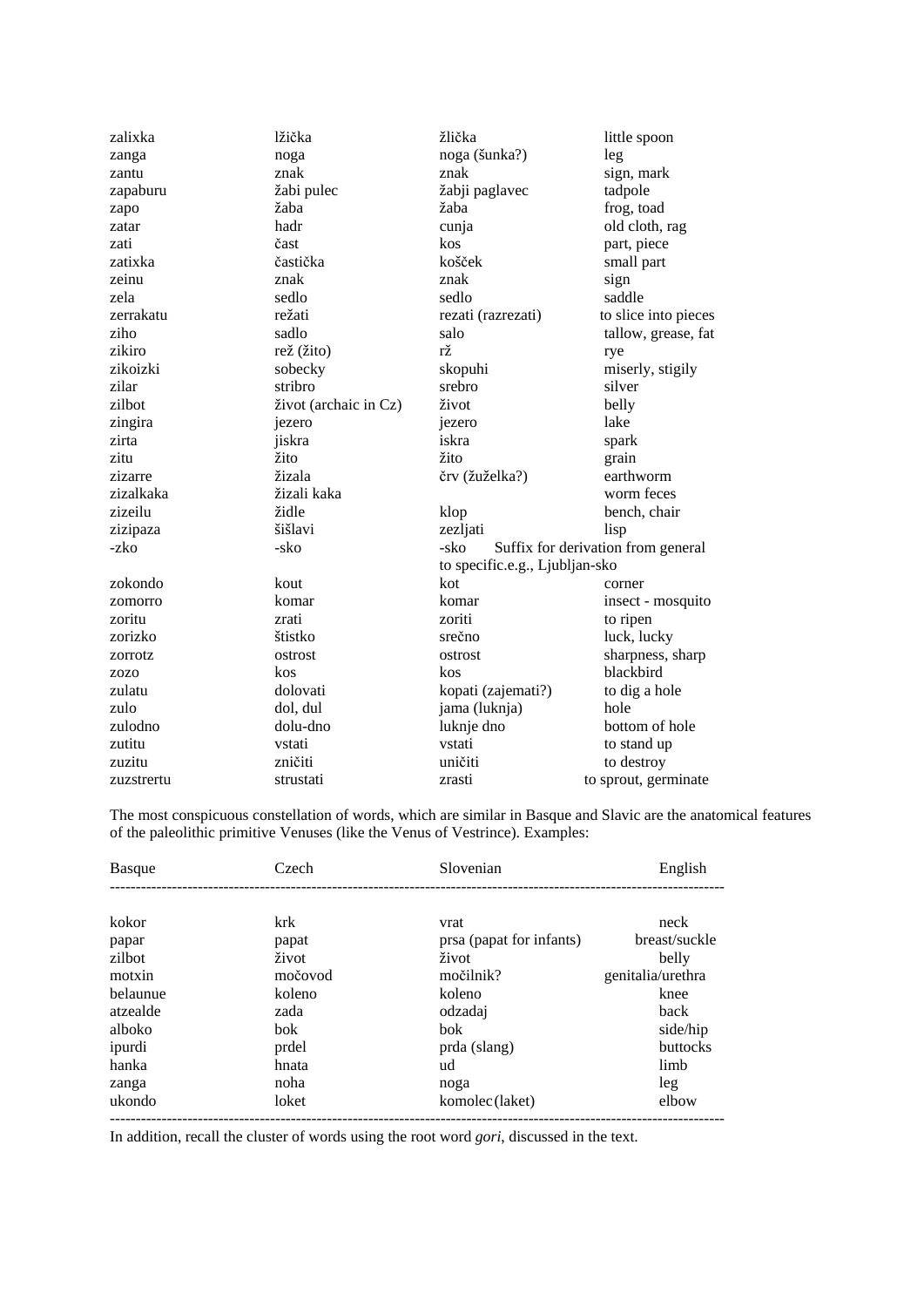| | | | |
|---|---|---|---|
| zalixka | lžička | žlička | little spoon |
| zanga | noga | noga (šunka?) | leg |
| zantu | znak | znak | sign, mark |
| zapaburu | žabi pulec | žabji paglavec | tadpole |
| zapo | žaba | žaba | frog, toad |
| zatar | hadr | cunja | old cloth, rag |
| zati | čast | kos | part, piece |
| zatixka | částička | košček | small part |
| zeinu | znak | znak | sign |
| zela | sedlo | sedlo | saddle |
| zerrakatu | režati | rezati (razrezati) | to slice into pieces |
| ziho | sadlo | salo | tallow, grease, fat |
| zikiro | rež (žito) | rž | rye |
| zikoizki | sobecky | skopuhi | miserly, stigily |
| zilar | stribro | srebro | silver |
| zilbot | život (archaic in Cz) | život | belly |
| zingira | jezero | jezero | lake |
| zirta | jiskra | iskra | spark |
| zitu | žito | žito | grain |
| zizarre | žizala | črv (žuželka?) | earthworm |
| zizalkaka | žizali kaka | | worm feces |
| zizeilu | židle | klop | bench, chair |
| zizipaza | šišlavi | zezljati | lisp |
| -zko | -sko | -sko Suffix for derivation from general to specific.e.g., Ljubljan-sko | |
| zokondo | kout | kot | corner |
| zomorro | komar | komar | insect - mosquito |
| zoritu | zrati | zoriti | to ripen |
| zorizko | štistko | srečno | luck, lucky |
| zorrotz | ostrost | ostrost | sharpness, sharp |
| zozo | kos | kos | blackbird |
| zulatu | dolovati | kopati (zajemati?) | to dig a hole |
| zulo | dol, dul | jama (luknja) | hole |
| zulodno | dolu-dno | luknje dno | bottom of hole |
| zutitu | vstati | vstati | to stand up |
| zuzitu | zničiti | uničiti | to destroy |
| zuzstrertu | strustati | zrasti | to sprout, germinate |

The most conspicuous constellation of words, which are similar in Basque and Slavic are the anatomical features of the paleolithic primitive Venuses (like the Venus of Vestrince). Examples:

| Basque | Czech | Slovenian | English |
|---|---|---|---|
| kokor | krk | vrat | neck |
| papar | papat | prsa (papat for infants) | breast/suckle |
| zilbot | život | život | belly |
| motxin | močovod | močilnik? | genitalia/urethra |
| belaunue | koleno | koleno | knee |
| atzealde | zada | odzadaj | back |
| alboko | bok | bok | side/hip |
| ipurdi | prdel | prda (slang) | buttocks |
| hanka | hnata | ud | limb |
| zanga | noha | noga | leg |
| ukondo | loket | komolec (laket) | elbow |

In addition, recall the cluster of words using the root word *gori*, discussed in the text.